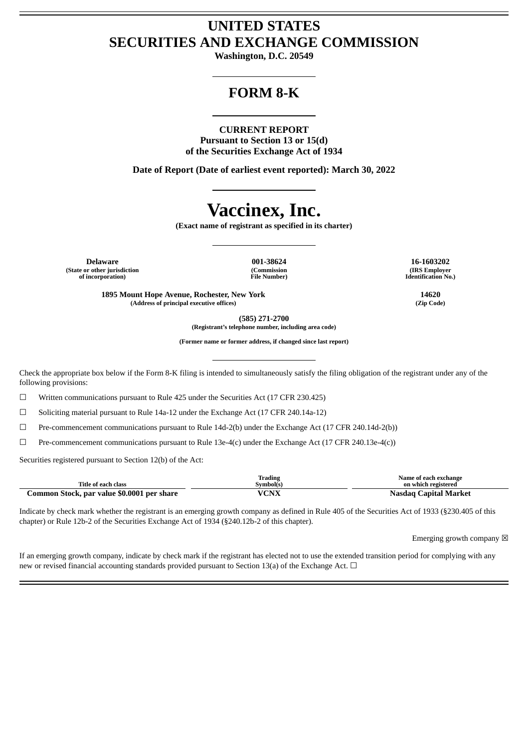# UNITED STATES
# SECURITIES AND EXCHANGE COMMISSION

**Washington, D.C. 20549**

## FORM 8-K

**CURRENT REPORT**
**Pursuant to Section 13 or 15(d)**
**of the Securities Exchange Act of 1934**

**Date of Report (Date of earliest event reported): March 30, 2022**

# Vaccinex, Inc.

**(Exact name of registrant as specified in its charter)**

| Delaware | 001-38624 | 16-1603202 |
|---|---|---|
| (State or other jurisdiction of incorporation) | (Commission File Number) | (IRS Employer Identification No.) |

| 1895 Mount Hope Avenue, Rochester, New York | 14620 |
|---|---|
| (Address of principal executive offices) | (Zip Code) |

**(585) 271-2700**
**(Registrant's telephone number, including area code)**

**(Former name or former address, if changed since last report)**

Check the appropriate box below if the Form 8-K filing is intended to simultaneously satisfy the filing obligation of the registrant under any of the following provisions:

☐ Written communications pursuant to Rule 425 under the Securities Act (17 CFR 230.425)

☐ Soliciting material pursuant to Rule 14a-12 under the Exchange Act (17 CFR 240.14a-12)

☐ Pre-commencement communications pursuant to Rule 14d-2(b) under the Exchange Act (17 CFR 240.14d-2(b))

☐ Pre-commencement communications pursuant to Rule 13e-4(c) under the Exchange Act (17 CFR 240.13e-4(c))

Securities registered pursuant to Section 12(b) of the Act:

| Title of each class | Trading Symbol(s) | Name of each exchange on which registered |
|---|---|---|
| **Common Stock, par value $0.0001 per share** | **VCNX** | **Nasdaq Capital Market** |

Indicate by check mark whether the registrant is an emerging growth company as defined in Rule 405 of the Securities Act of 1933 (§230.405 of this chapter) or Rule 12b-2 of the Securities Exchange Act of 1934 (§240.12b-2 of this chapter).

Emerging growth company ☒

If an emerging growth company, indicate by check mark if the registrant has elected not to use the extended transition period for complying with any new or revised financial accounting standards provided pursuant to Section 13(a) of the Exchange Act. ☐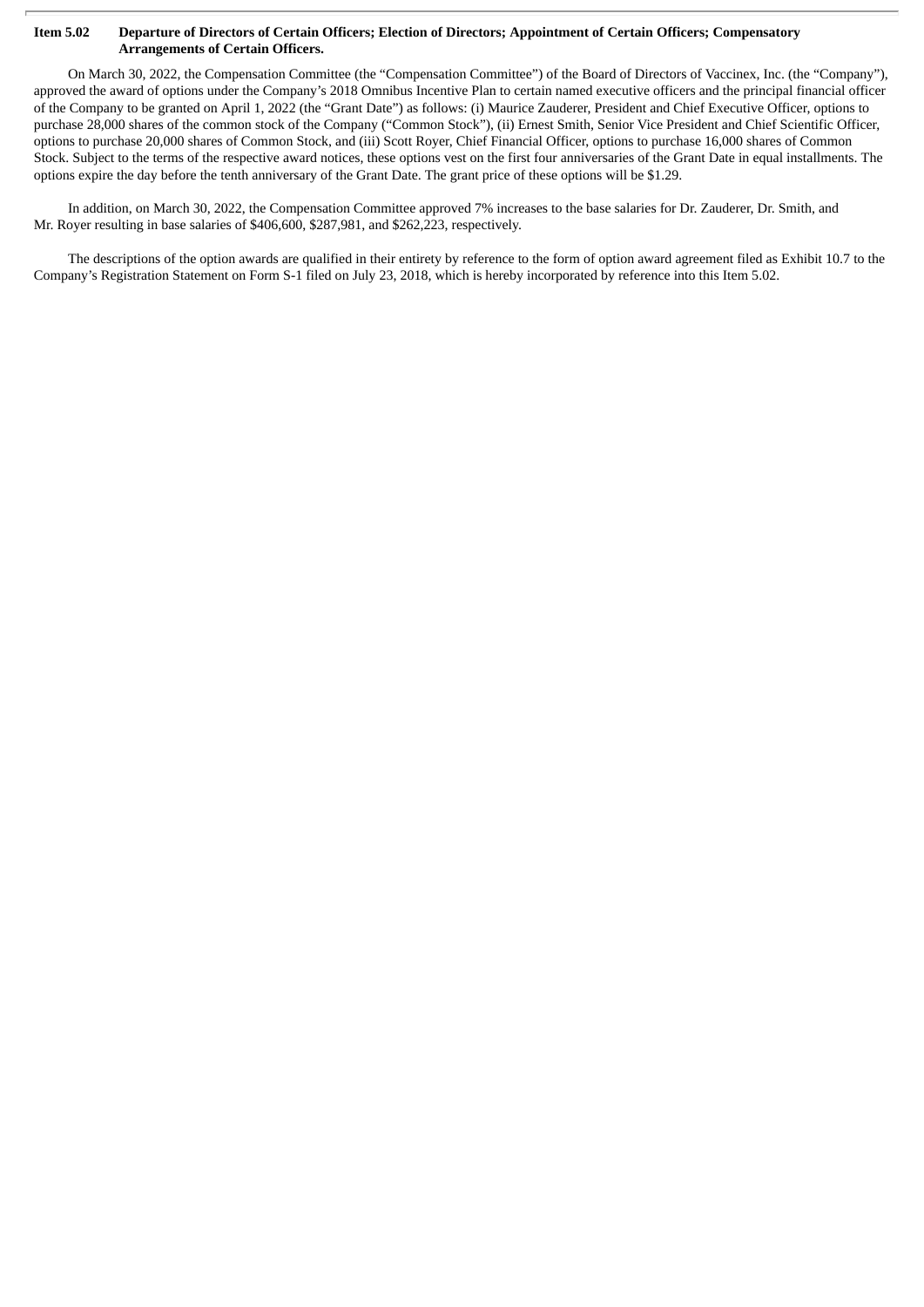**Item 5.02 Departure of Directors of Certain Officers; Election of Directors; Appointment of Certain Officers; Compensatory Arrangements of Certain Officers.**

On March 30, 2022, the Compensation Committee (the "Compensation Committee") of the Board of Directors of Vaccinex, Inc. (the "Company"), approved the award of options under the Company's 2018 Omnibus Incentive Plan to certain named executive officers and the principal financial officer of the Company to be granted on April 1, 2022 (the "Grant Date") as follows: (i) Maurice Zauderer, President and Chief Executive Officer, options to purchase 28,000 shares of the common stock of the Company ("Common Stock"), (ii) Ernest Smith, Senior Vice President and Chief Scientific Officer, options to purchase 20,000 shares of Common Stock, and (iii) Scott Royer, Chief Financial Officer, options to purchase 16,000 shares of Common Stock. Subject to the terms of the respective award notices, these options vest on the first four anniversaries of the Grant Date in equal installments. The options expire the day before the tenth anniversary of the Grant Date. The grant price of these options will be $1.29.

In addition, on March 30, 2022, the Compensation Committee approved 7% increases to the base salaries for Dr. Zauderer, Dr. Smith, and Mr. Royer resulting in base salaries of $406,600, $287,981, and $262,223, respectively.

The descriptions of the option awards are qualified in their entirety by reference to the form of option award agreement filed as Exhibit 10.7 to the Company's Registration Statement on Form S-1 filed on July 23, 2018, which is hereby incorporated by reference into this Item 5.02.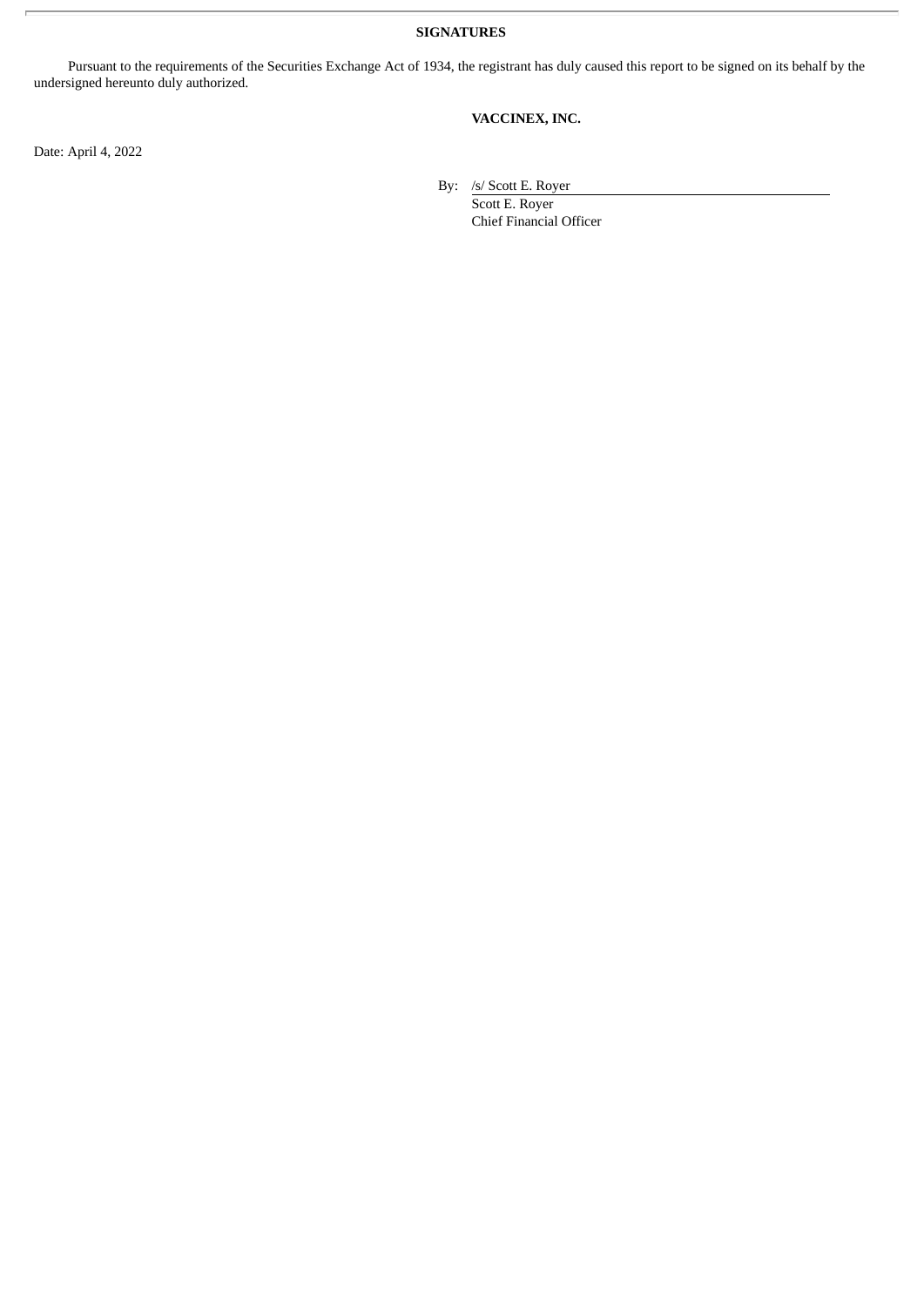**SIGNATURES**

Pursuant to the requirements of the Securities Exchange Act of 1934, the registrant has duly caused this report to be signed on its behalf by the undersigned hereunto duly authorized.

**VACCINEX, INC.**

Date: April 4, 2022

By: /s/ Scott E. Royer
Scott E. Royer
Chief Financial Officer